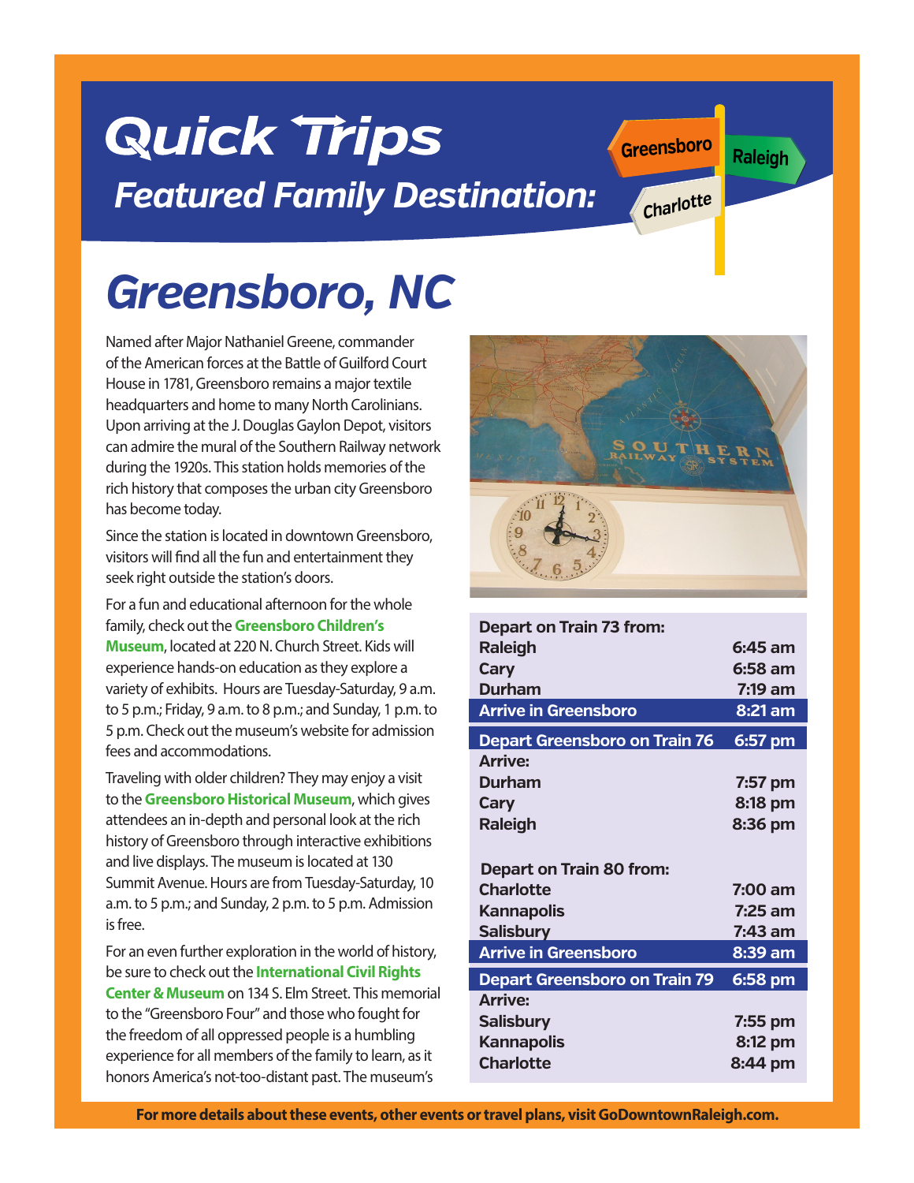# Quick Trips

## Featured Family Destination:

Greensboro | Raleigh | Charlotte

# Greensboro, NC

Named after Major Nathaniel Greene, commander of the American forces at the Battle of Guilford Court House in 1781, Greensboro remains a major textile headquarters and home to many North Carolinians. Upon arriving at the J. Douglas Gaylon Depot, visitors can admire the mural of the Southern Railway network during the 1920s. This station holds memories of the rich history that composes the urban city Greensboro has become today.

Since the station is located in downtown Greensboro, visitors will find all the fun and entertainment they seek right outside the station's doors.

For a fun and educational afternoon for the whole family, check out the **Greensboro Children's Museum**, located at 220 N. Church Street. Kids will experience hands-on education as they explore a variety of exhibits. Hours are Tuesday-Saturday, 9 a.m. to 5 p.m.; Friday, 9 a.m. to 8 p.m.; and Sunday, 1 p.m. to 5 p.m. Check out the museum's website for admission fees and accommodations.

Traveling with older children? They may enjoy a visit to the **Greensboro Historical Museum**, which gives attendees an in-depth and personal look at the rich history of Greensboro through interactive exhibitions and live displays. The museum is located at 130 Summit Avenue. Hours are from Tuesday-Saturday, 10 a.m. to 5 p.m.; and Sunday, 2 p.m. to 5 p.m. Admission is free.

For an even further exploration in the world of history, be sure to check out the **International Civil Rights Center & Museum** on 134 S. Elm Street. This memorial to the "Greensboro Four" and those who fought for the freedom of all oppressed people is a humbling experience for all members of the family to learn, as it honors America's not-too-distant past. The museum's

| Depart on Train 73 from: | |
|---|---|
| Raleigh | 6:45 am |
| Cary | 6:58 am |
| Durham | 7:19 am |
| **Arrive in Greensboro** | **8:21 am** |
| **Depart Greensboro on Train 76** | **6:57 pm** |
| Arrive: | |
| Durham | 7:57 pm |
| Cary | 8:18 pm |
| Raleigh | 8:36 pm |

| Depart on Train 80 from: | |
|---|---|
| Charlotte | 7:00 am |
| Kannapolis | 7:25 am |
| Salisbury | 7:43 am |
| **Arrive in Greensboro** | **8:39 am** |
| **Depart Greensboro on Train 79** | **6:58 pm** |
| Arrive: | |
| Salisbury | 7:55 pm |
| Kannapolis | 8:12 pm |
| Charlotte | 8:44 pm |

**For more details about these events, other events or travel plans, visit GoDowntownRaleigh.com.**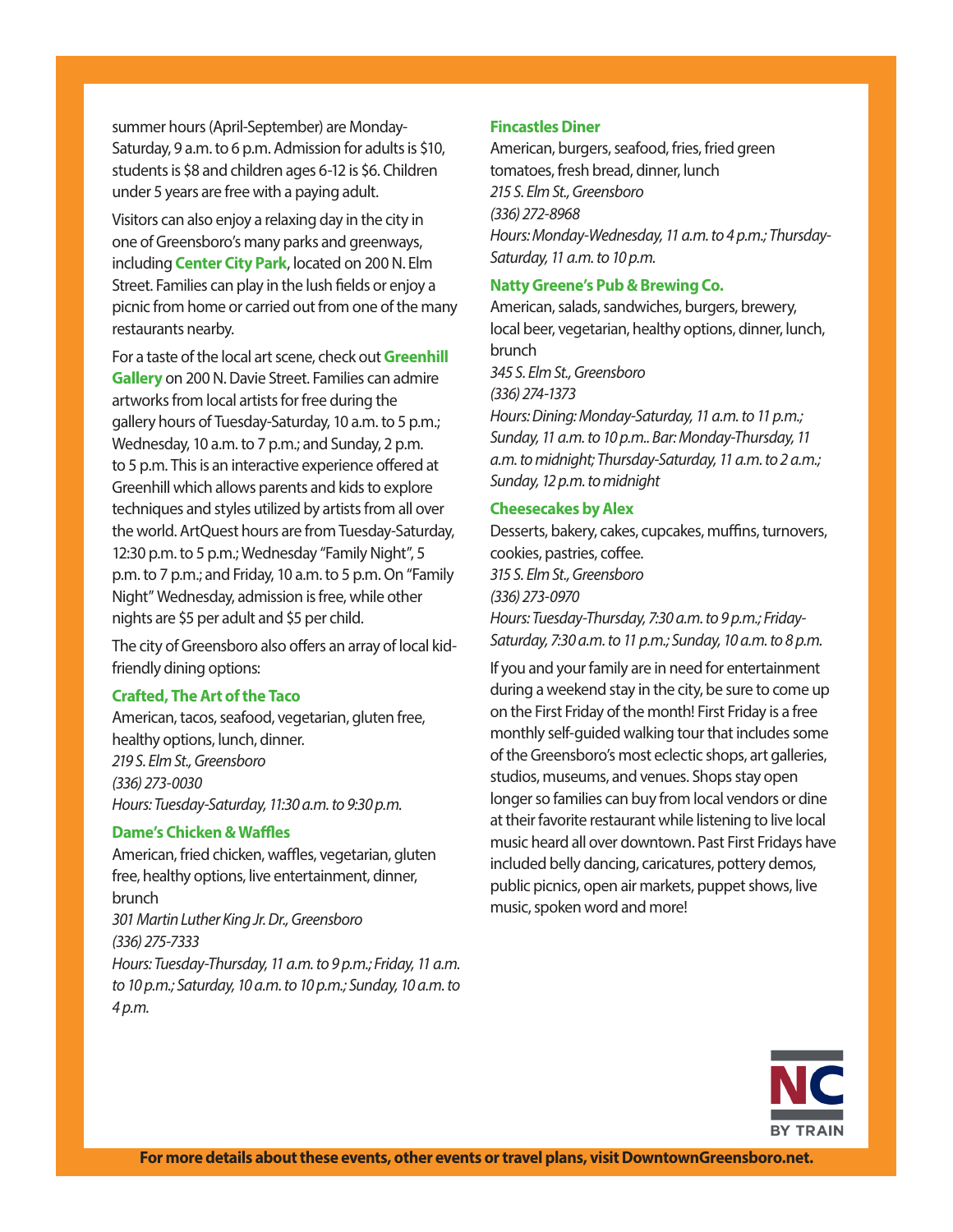summer hours (April-September) are Monday-Saturday, 9 a.m. to 6 p.m. Admission for adults is $10, students is $8 and children ages 6-12 is $6. Children under 5 years are free with a paying adult.

Visitors can also enjoy a relaxing day in the city in one of Greensboro's many parks and greenways, including **Center City Park**, located on 200 N. Elm Street. Families can play in the lush fields or enjoy a picnic from home or carried out from one of the many restaurants nearby.

For a taste of the local art scene, check out **Greenhill Gallery** on 200 N. Davie Street. Families can admire artworks from local artists for free during the gallery hours of Tuesday-Saturday, 10 a.m. to 5 p.m.; Wednesday, 10 a.m. to 7 p.m.; and Sunday, 2 p.m. to 5 p.m. This is an interactive experience offered at Greenhill which allows parents and kids to explore techniques and styles utilized by artists from all over the world. ArtQuest hours are from Tuesday-Saturday, 12:30 p.m. to 5 p.m.; Wednesday "Family Night", 5 p.m. to 7 p.m.; and Friday, 10 a.m. to 5 p.m. On "Family Night" Wednesday, admission is free, while other nights are $5 per adult and $5 per child.

The city of Greensboro also offers an array of local kid-friendly dining options:

**Crafted, The Art of the Taco**
American, tacos, seafood, vegetarian, gluten free, healthy options, lunch, dinner.
*219 S. Elm St., Greensboro*
*(336) 273-0030*
*Hours: Tuesday-Saturday, 11:30 a.m. to 9:30 p.m.*

**Dame's Chicken & Waffles**
American, fried chicken, waffles, vegetarian, gluten free, healthy options, live entertainment, dinner, brunch
*301 Martin Luther King Jr. Dr., Greensboro*
*(336) 275-7333*
*Hours: Tuesday-Thursday, 11 a.m. to 9 p.m.; Friday, 11 a.m. to 10 p.m.; Saturday, 10 a.m. to 10 p.m.; Sunday, 10 a.m. to 4 p.m.*

**Fincastles Diner**
American, burgers, seafood, fries, fried green tomatoes, fresh bread, dinner, lunch
*215 S. Elm St., Greensboro*
*(336) 272-8968*
*Hours: Monday-Wednesday, 11 a.m. to 4 p.m.; Thursday-Saturday, 11 a.m. to 10 p.m.*

**Natty Greene's Pub & Brewing Co.**
American, salads, sandwiches, burgers, brewery, local beer, vegetarian, healthy options, dinner, lunch, brunch
*345 S. Elm St., Greensboro*
*(336) 274-1373*
*Hours: Dining: Monday-Saturday, 11 a.m. to 11 p.m.; Sunday, 11 a.m. to 10 p.m.. Bar: Monday-Thursday, 11 a.m. to midnight; Thursday-Saturday, 11 a.m. to 2 a.m.; Sunday, 12 p.m. to midnight*

**Cheesecakes by Alex**
Desserts, bakery, cakes, cupcakes, muffins, turnovers, cookies, pastries, coffee.
*315 S. Elm St., Greensboro*
*(336) 273-0970*
*Hours: Tuesday-Thursday, 7:30 a.m. to 9 p.m.; Friday-Saturday, 7:30 a.m. to 11 p.m.; Sunday, 10 a.m. to 8 p.m.*

If you and your family are in need for entertainment during a weekend stay in the city, be sure to come up on the First Friday of the month! First Friday is a free monthly self-guided walking tour that includes some of the Greensboro's most eclectic shops, art galleries, studios, museums, and venues. Shops stay open longer so families can buy from local vendors or dine at their favorite restaurant while listening to live local music heard all over downtown. Past First Fridays have included belly dancing, caricatures, pottery demos, public picnics, open air markets, puppet shows, live music, spoken word and more!

NC BY TRAIN

**For more details about these events, other events or travel plans, visit DowntownGreensboro.net.**